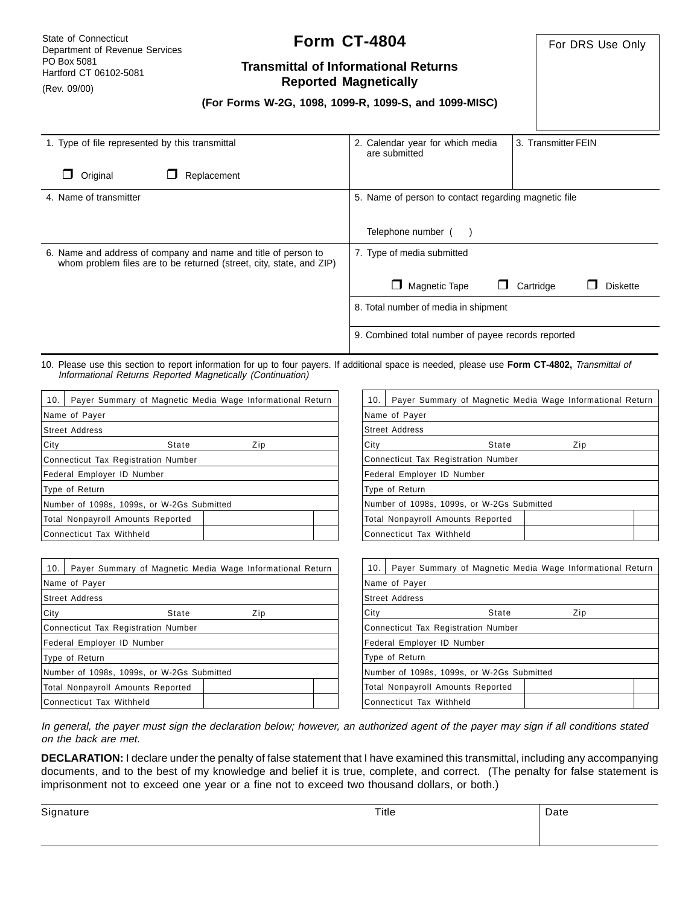State of Connecticut
Department of Revenue Services
PO Box 5081
Hartford CT 06102-5081

(Rev. 09/00)

# Form CT-4804

## Transmittal of Informational Returns Reported Magnetically

**(For Forms W-2G, 1098, 1099-R, 1099-S, and 1099-MISC)**

For DRS Use Only

| | | |
|---|---|---|
| 1. Type of file represented by this transmittal<br>❐ Original ❐ Replacement | 2. Calendar year for which media are submitted | 3. Transmitter FEIN |
| 4. Name of transmitter | 5. Name of person to contact regarding magnetic file<br>Telephone number ( ) | |
| 6. Name and address of company and name and title of person to whom problem files are to be returned (street, city, state, and ZIP) | 7. Type of media submitted<br>❐ Magnetic Tape ❐ Cartridge ❐ Diskette | |
| | 8. Total number of media in shipment | |
| | 9. Combined total number of payee records reported | |

10. Please use this section to report information for up to four payers. If additional space is needed, please use **Form CT-4802,** *Transmittal of Informational Returns Reported Magnetically (Continuation)*

| 10. Payer Summary of Magnetic Media Wage Informational Return | | |
|---|---|---|
| Name of Payer | | |
| Street Address | | |
| City State Zip | | |
| Connecticut Tax Registration Number | | |
| Federal Employer ID Number | | |
| Type of Return | | |
| Number of 1098s, 1099s, or W-2Gs Submitted | | |
| Total Nonpayroll Amounts Reported | | |
| Connecticut Tax Withheld | | |

| 10. Payer Summary of Magnetic Media Wage Informational Return | | |
|---|---|---|
| Name of Payer | | |
| Street Address | | |
| City State Zip | | |
| Connecticut Tax Registration Number | | |
| Federal Employer ID Number | | |
| Type of Return | | |
| Number of 1098s, 1099s, or W-2Gs Submitted | | |
| Total Nonpayroll Amounts Reported | | |
| Connecticut Tax Withheld | | |

| 10. Payer Summary of Magnetic Media Wage Informational Return | | |
|---|---|---|
| Name of Payer | | |
| Street Address | | |
| City State Zip | | |
| Connecticut Tax Registration Number | | |
| Federal Employer ID Number | | |
| Type of Return | | |
| Number of 1098s, 1099s, or W-2Gs Submitted | | |
| Total Nonpayroll Amounts Reported | | |
| Connecticut Tax Withheld | | |

| 10. Payer Summary of Magnetic Media Wage Informational Return | | |
|---|---|---|
| Name of Payer | | |
| Street Address | | |
| City State Zip | | |
| Connecticut Tax Registration Number | | |
| Federal Employer ID Number | | |
| Type of Return | | |
| Number of 1098s, 1099s, or W-2Gs Submitted | | |
| Total Nonpayroll Amounts Reported | | |
| Connecticut Tax Withheld | | |

*In general, the payer must sign the declaration below; however, an authorized agent of the payer may sign if all conditions stated on the back are met.*

**DECLARATION:** I declare under the penalty of false statement that I have examined this transmittal, including any accompanying documents, and to the best of my knowledge and belief it is true, complete, and correct. (The penalty for false statement is imprisonment not to exceed one year or a fine not to exceed two thousand dollars, or both.)

| Signature | Title | Date |
|---|---|---|
| | | |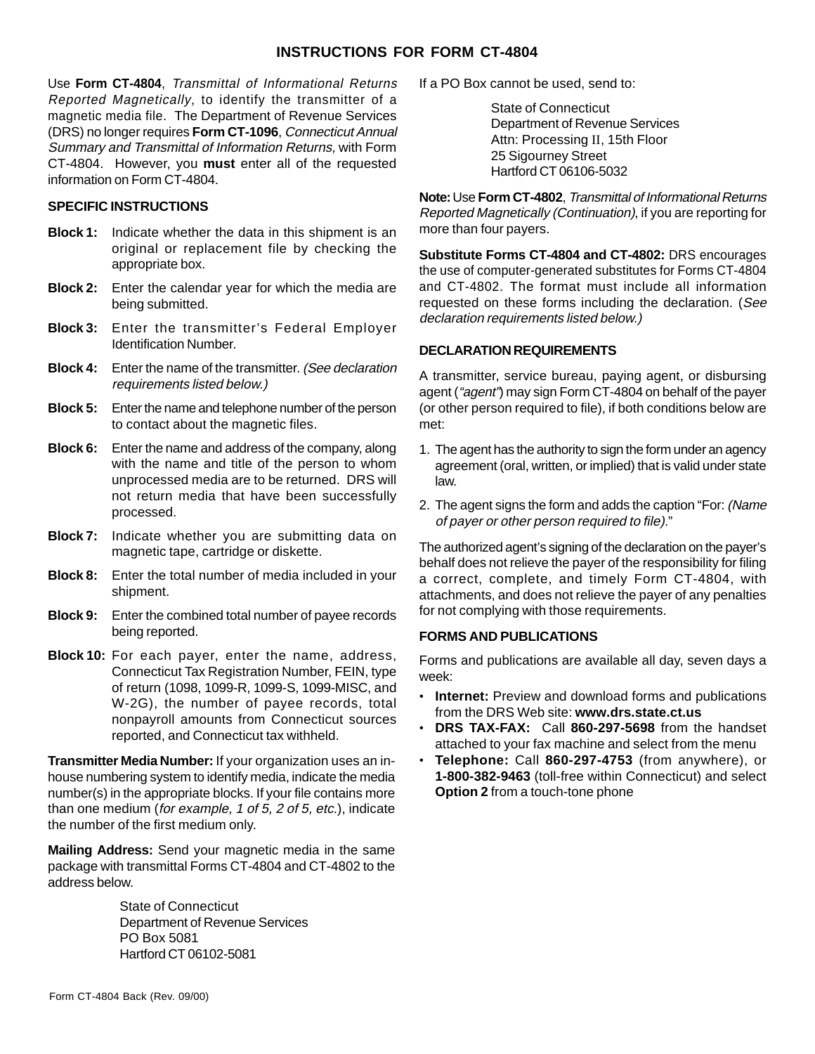# INSTRUCTIONS FOR FORM CT-4804

Use **Form CT-4804**, *Transmittal of Informational Returns Reported Magnetically*, to identify the transmitter of a magnetic media file. The Department of Revenue Services (DRS) no longer requires **Form CT-1096**, *Connecticut Annual Summary and Transmittal of Information Returns,* with Form CT-4804. However, you **must** enter all of the requested information on Form CT-4804.

## SPECIFIC INSTRUCTIONS

**Block 1:** Indicate whether the data in this shipment is an original or replacement file by checking the appropriate box.

**Block 2:** Enter the calendar year for which the media are being submitted.

**Block 3:** Enter the transmitter's Federal Employer Identification Number.

**Block 4:** Enter the name of the transmitter. *(See declaration requirements listed below.)*

**Block 5:** Enter the name and telephone number of the person to contact about the magnetic files.

**Block 6:** Enter the name and address of the company, along with the name and title of the person to whom unprocessed media are to be returned. DRS will not return media that have been successfully processed.

**Block 7:** Indicate whether you are submitting data on magnetic tape, cartridge or diskette.

**Block 8:** Enter the total number of media included in your shipment.

**Block 9:** Enter the combined total number of payee records being reported.

**Block 10:** For each payer, enter the name, address, Connecticut Tax Registration Number, FEIN, type of return (1098, 1099-R, 1099-S, 1099-MISC, and W-2G), the number of payee records, total nonpayroll amounts from Connecticut sources reported, and Connecticut tax withheld.

**Transmitter Media Number:** If your organization uses an in-house numbering system to identify media, indicate the media number(s) in the appropriate blocks. If your file contains more than one medium (*for example, 1 of 5, 2 of 5, etc.*), indicate the number of the first medium only.

**Mailing Address:** Send your magnetic media in the same package with transmittal Forms CT-4804 and CT-4802 to the address below.

State of Connecticut
Department of Revenue Services
PO Box 5081
Hartford CT 06102-5081

If a PO Box cannot be used, send to:

State of Connecticut
Department of Revenue Services
Attn: Processing II, 15th Floor
25 Sigourney Street
Hartford CT 06106-5032

**Note:** Use **Form CT-4802**, *Transmittal of Informational Returns Reported Magnetically (Continuation)*, if you are reporting for more than four payers.

**Substitute Forms CT-4804 and CT-4802:** DRS encourages the use of computer-generated substitutes for Forms CT-4804 and CT-4802. The format must include all information requested on these forms including the declaration. (*See declaration requirements listed below.)*

## DECLARATION REQUIREMENTS

A transmitter, service bureau, paying agent, or disbursing agent (*"agent"*) may sign Form CT-4804 on behalf of the payer (or other person required to file), if both conditions below are met:

1. The agent has the authority to sign the form under an agency agreement (oral, written, or implied) that is valid under state law.
2. The agent signs the form and adds the caption "For: *(Name of payer or other person required to file).*"

The authorized agent's signing of the declaration on the payer's behalf does not relieve the payer of the responsibility for filing a correct, complete, and timely Form CT-4804, with attachments, and does not relieve the payer of any penalties for not complying with those requirements.

## FORMS AND PUBLICATIONS

Forms and publications are available all day, seven days a week:

- **Internet:** Preview and download forms and publications from the DRS Web site: **www.drs.state.ct.us**
- **DRS TAX-FAX:** Call **860-297-5698** from the handset attached to your fax machine and select from the menu
- **Telephone:** Call **860-297-4753** (from anywhere), or **1-800-382-9463** (toll-free within Connecticut) and select **Option 2** from a touch-tone phone

Form CT-4804 Back (Rev. 09/00)